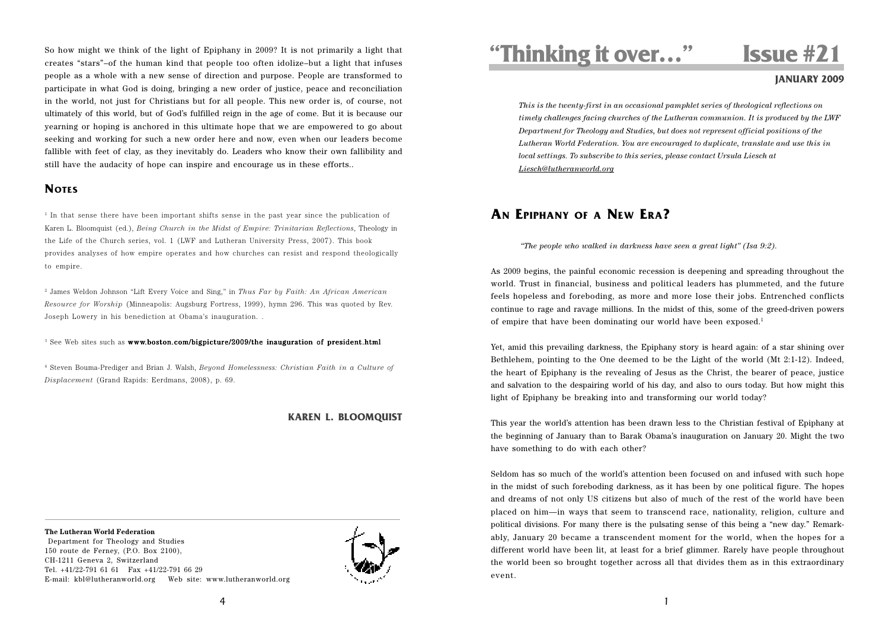# "Thinking it over…" Issue #21

**JANUARY 2009**

*This is the twenty-first in an occasional pamphlet series of theological reflections on timely challenges facing churches of the Lutheran communion. It is produced by the LWF Department for Theology and Studies, but does not represent official positions of the Lutheran World Federation. You are encouraged to duplicate, translate and use this in local settings. To subscribe to this series, please contact Ursula Liesch at Liesch@lutheranworld.org*

## An Epiphany of a New Era?

*"The people who walked in darkness have seen a great light" (Isa 9:2).*

As 2009 begins, the painful economic recession is deepening and spreading throughout the world. Trust in financial, business and political leaders has plummeted, and the future feels hopeless and foreboding, as more and more lose their jobs. Entrenched conflicts continue to rage and ravage millions. In the midst of this, some of the greed-driven powers of empire that have been dominating our world have been exposed.[1]

Yet, amid this prevailing darkness, the Epiphany story is heard again: of a star shining over Bethlehem, pointing to the One deemed to be the Light of the world (Mt 2:1-12). Indeed, the heart of Epiphany is the revealing of Jesus as the Christ, the bearer of peace, justice and salvation to the despairing world of his day, and also to ours today. But how might this light of Epiphany be breaking into and transforming our world today?

This year the world's attention has been drawn less to the Christian festival of Epiphany at the beginning of January than to Barak Obama's inauguration on January 20. Might the two have something to do with each other?

Seldom has so much of the world's attention been focused on and infused with such hope in the midst of such foreboding darkness, as it has been by one political figure. The hopes and dreams of not only US citizens but also of much of the rest of the world have been placed on him—in ways that seem to transcend race, nationality, religion, culture and political divisions. For many there is the pulsating sense of this being a "new day." Remarkably, January 20 became a transcendent moment for the world, when the hopes for a different world have been lit, at least for a brief glimmer. Rarely have people throughout the world been so brought together across all that divides them as in this extraordinary event.

So how might we think of the light of Epiphany in 2009? It is not primarily a light that creates "stars"–of the human kind that people too often idolize–but a light that infuses people as a whole with a new sense of direction and purpose. People are transformed to participate in what God is doing, bringing a new order of justice, peace and reconciliation in the world, not just for Christians but for all people. This new order is, of course, not ultimately of this world, but of God's fulfilled reign in the age of come. But it is because our yearning or hoping is anchored in this ultimate hope that we are empowered to go about seeking and working for such a new order here and now, even when our leaders become fallible with feet of clay, as they inevitably do. Leaders who know their own fallibility and still have the audacity of hope can inspire and encourage us in these efforts..

## Notes

[1] In that sense there have been important shifts sense in the past year since the publication of Karen L. Bloomquist (ed.), *Being Church in the Midst of Empire: Trinitarian Reflections*, Theology in the Life of the Church series, vol. 1 (LWF and Lutheran University Press, 2007). This book provides analyses of how empire operates and how churches can resist and respond theologically to empire.

[2] James Weldon Johnson "Lift Every Voice and Sing," in *Thus Far by Faith: An African American Resource for Worship* (Minneapolis: Augsburg Fortress, 1999), hymn 296. This was quoted by Rev. Joseph Lowery in his benediction at Obama's inauguration. .

[3] See Web sites such as **www.boston.com/bigpicture/2009/the inauguration of president.html**

[4] Steven Bouma-Prediger and Brian J. Walsh, *Beyond Homelessness: Christian Faith in a Culture of Displacement* (Grand Rapids: Eerdmans, 2008), p. 69.

**KAREN L. BLOOMQUIST**

**The Lutheran World Federation**
Department for Theology and Studies
150 route de Ferney, (P.O. Box 2100),
CH-1211 Geneva 2, Switzerland
Tel. +41/22-791 61 61 Fax +41/22-791 66 29
E-mail: kbl@lutheranworld.org Web site: www.lutheranworld.org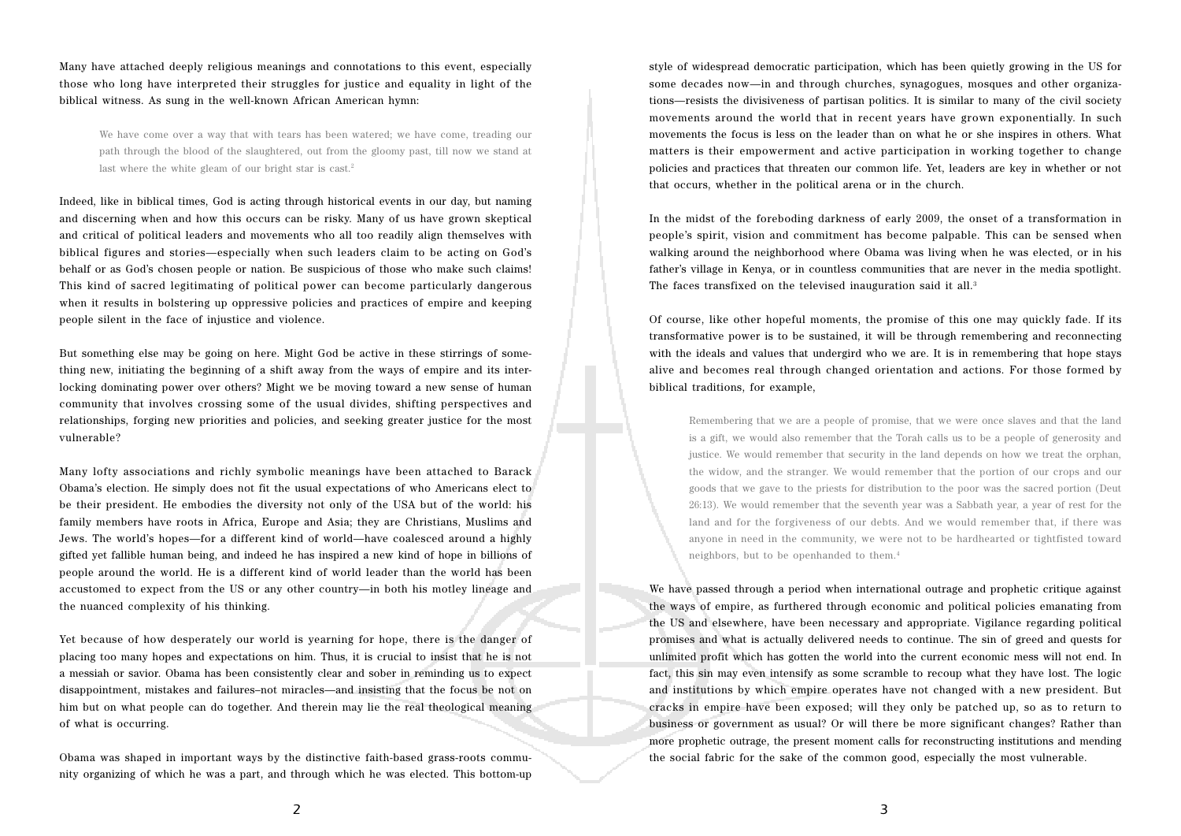Many have attached deeply religious meanings and connotations to this event, especially those who long have interpreted their struggles for justice and equality in light of the biblical witness. As sung in the well-known African American hymn:

> We have come over a way that with tears has been watered; we have come, treading our path through the blood of the slaughtered, out from the gloomy past, till now we stand at last where the white gleam of our bright star is cast.[2]

Indeed, like in biblical times, God is acting through historical events in our day, but naming and discerning when and how this occurs can be risky. Many of us have grown skeptical and critical of political leaders and movements who all too readily align themselves with biblical figures and stories—especially when such leaders claim to be acting on God's behalf or as God's chosen people or nation. Be suspicious of those who make such claims! This kind of sacred legitimating of political power can become particularly dangerous when it results in bolstering up oppressive policies and practices of empire and keeping people silent in the face of injustice and violence.

But something else may be going on here. Might God be active in these stirrings of something new, initiating the beginning of a shift away from the ways of empire and its interlocking dominating power over others? Might we be moving toward a new sense of human community that involves crossing some of the usual divides, shifting perspectives and relationships, forging new priorities and policies, and seeking greater justice for the most vulnerable?

Many lofty associations and richly symbolic meanings have been attached to Barack Obama's election. He simply does not fit the usual expectations of who Americans elect to be their president. He embodies the diversity not only of the USA but of the world: his family members have roots in Africa, Europe and Asia; they are Christians, Muslims and Jews. The world's hopes—for a different kind of world—have coalesced around a highly gifted yet fallible human being, and indeed he has inspired a new kind of hope in billions of people around the world. He is a different kind of world leader than the world has been accustomed to expect from the US or any other country—in both his motley lineage and the nuanced complexity of his thinking.

Yet because of how desperately our world is yearning for hope, there is the danger of placing too many hopes and expectations on him. Thus, it is crucial to insist that he is not a messiah or savior. Obama has been consistently clear and sober in reminding us to expect disappointment, mistakes and failures–not miracles—and insisting that the focus be not on him but on what people can do together. And therein may lie the real theological meaning of what is occurring.

Obama was shaped in important ways by the distinctive faith-based grass-roots community organizing of which he was a part, and through which he was elected. This bottom-up style of widespread democratic participation, which has been quietly growing in the US for some decades now—in and through churches, synagogues, mosques and other organizations—resists the divisiveness of partisan politics. It is similar to many of the civil society movements around the world that in recent years have grown exponentially. In such movements the focus is less on the leader than on what he or she inspires in others. What matters is their empowerment and active participation in working together to change policies and practices that threaten our common life. Yet, leaders are key in whether or not that occurs, whether in the political arena or in the church.

In the midst of the foreboding darkness of early 2009, the onset of a transformation in people's spirit, vision and commitment has become palpable. This can be sensed when walking around the neighborhood where Obama was living when he was elected, or in his father's village in Kenya, or in countless communities that are never in the media spotlight. The faces transfixed on the televised inauguration said it all.[3]

Of course, like other hopeful moments, the promise of this one may quickly fade. If its transformative power is to be sustained, it will be through remembering and reconnecting with the ideals and values that undergird who we are. It is in remembering that hope stays alive and becomes real through changed orientation and actions. For those formed by biblical traditions, for example,

> Remembering that we are a people of promise, that we were once slaves and that the land is a gift, we would also remember that the Torah calls us to be a people of generosity and justice. We would remember that security in the land depends on how we treat the orphan, the widow, and the stranger. We would remember that the portion of our crops and our goods that we gave to the priests for distribution to the poor was the sacred portion (Deut 26:13). We would remember that the seventh year was a Sabbath year, a year of rest for the land and for the forgiveness of our debts. And we would remember that, if there was anyone in need in the community, we were not to be hardhearted or tightfisted toward neighbors, but to be openhanded to them.[4]

We have passed through a period when international outrage and prophetic critique against the ways of empire, as furthered through economic and political policies emanating from the US and elsewhere, have been necessary and appropriate. Vigilance regarding political promises and what is actually delivered needs to continue. The sin of greed and quests for unlimited profit which has gotten the world into the current economic mess will not end. In fact, this sin may even intensify as some scramble to recoup what they have lost. The logic and institutions by which empire operates have not changed with a new president. But cracks in empire have been exposed; will they only be patched up, so as to return to business or government as usual? Or will there be more significant changes? Rather than more prophetic outrage, the present moment calls for reconstructing institutions and mending the social fabric for the sake of the common good, especially the most vulnerable.